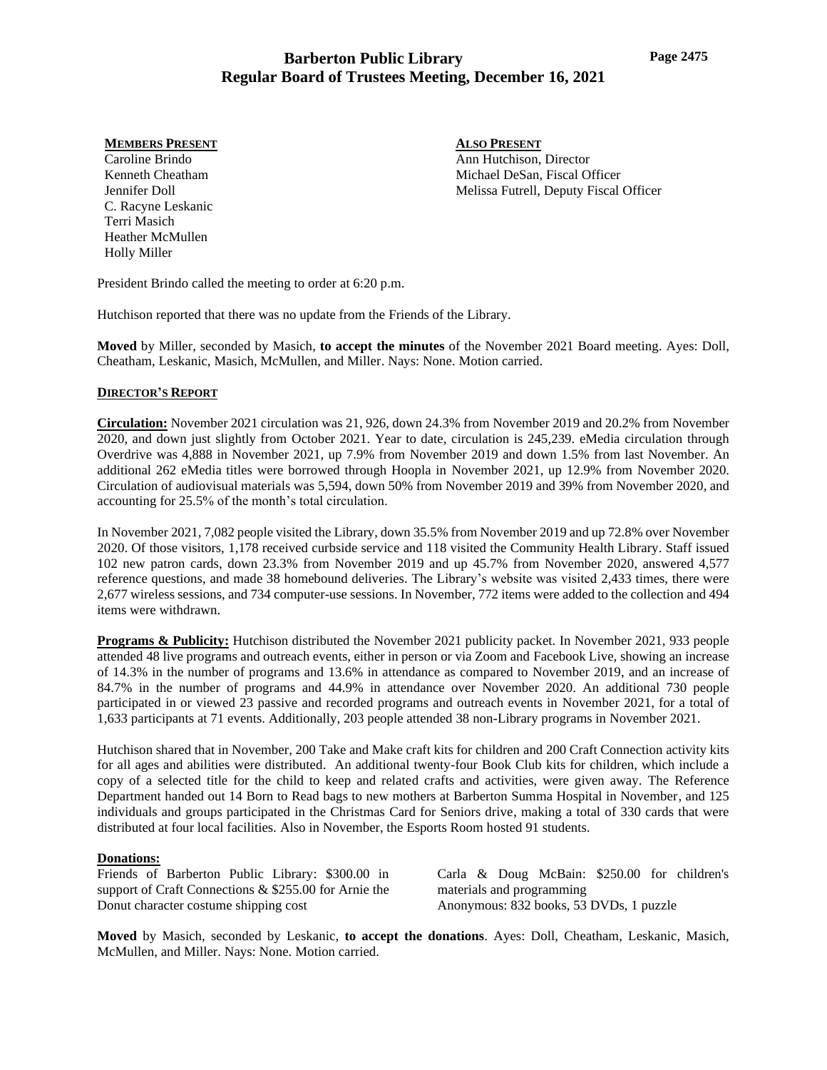# Barberton Public Library
## Regular Board of Trustees Meeting, December 16, 2021

**MEMBERS PRESENT**
Caroline Brindo
Kenneth Cheatham
Jennifer Doll
C. Racyne Leskanic
Terri Masich
Heather McMullen
Holly Miller

**ALSO PRESENT**
Ann Hutchison, Director
Michael DeSan, Fiscal Officer
Melissa Futrell, Deputy Fiscal Officer

President Brindo called the meeting to order at 6:20 p.m.

Hutchison reported that there was no update from the Friends of the Library.

**Moved** by Miller, seconded by Masich, **to accept the minutes** of the November 2021 Board meeting. Ayes: Doll, Cheatham, Leskanic, Masich, McMullen, and Miller. Nays: None. Motion carried.

### DIRECTOR'S REPORT

**Circulation:** November 2021 circulation was 21, 926, down 24.3% from November 2019 and 20.2% from November 2020, and down just slightly from October 2021. Year to date, circulation is 245,239. eMedia circulation through Overdrive was 4,888 in November 2021, up 7.9% from November 2019 and down 1.5% from last November. An additional 262 eMedia titles were borrowed through Hoopla in November 2021, up 12.9% from November 2020. Circulation of audiovisual materials was 5,594, down 50% from November 2019 and 39% from November 2020, and accounting for 25.5% of the month's total circulation.

In November 2021, 7,082 people visited the Library, down 35.5% from November 2019 and up 72.8% over November 2020. Of those visitors, 1,178 received curbside service and 118 visited the Community Health Library. Staff issued 102 new patron cards, down 23.3% from November 2019 and up 45.7% from November 2020, answered 4,577 reference questions, and made 38 homebound deliveries. The Library's website was visited 2,433 times, there were 2,677 wireless sessions, and 734 computer-use sessions. In November, 772 items were added to the collection and 494 items were withdrawn.

**Programs & Publicity:** Hutchison distributed the November 2021 publicity packet. In November 2021, 933 people attended 48 live programs and outreach events, either in person or via Zoom and Facebook Live, showing an increase of 14.3% in the number of programs and 13.6% in attendance as compared to November 2019, and an increase of 84.7% in the number of programs and 44.9% in attendance over November 2020. An additional 730 people participated in or viewed 23 passive and recorded programs and outreach events in November 2021, for a total of 1,633 participants at 71 events. Additionally, 203 people attended 38 non-Library programs in November 2021.

Hutchison shared that in November, 200 Take and Make craft kits for children and 200 Craft Connection activity kits for all ages and abilities were distributed. An additional twenty-four Book Club kits for children, which include a copy of a selected title for the child to keep and related crafts and activities, were given away. The Reference Department handed out 14 Born to Read bags to new mothers at Barberton Summa Hospital in November, and 125 individuals and groups participated in the Christmas Card for Seniors drive, making a total of 330 cards that were distributed at four local facilities. Also in November, the Esports Room hosted 91 students.

**Donations:**

Friends of Barberton Public Library: $300.00 in support of Craft Connections & $255.00 for Arnie the Donut character costume shipping cost

Carla & Doug McBain: $250.00 for children's materials and programming

Anonymous: 832 books, 53 DVDs, 1 puzzle

**Moved** by Masich, seconded by Leskanic, **to accept the donations**. Ayes: Doll, Cheatham, Leskanic, Masich, McMullen, and Miller. Nays: None. Motion carried.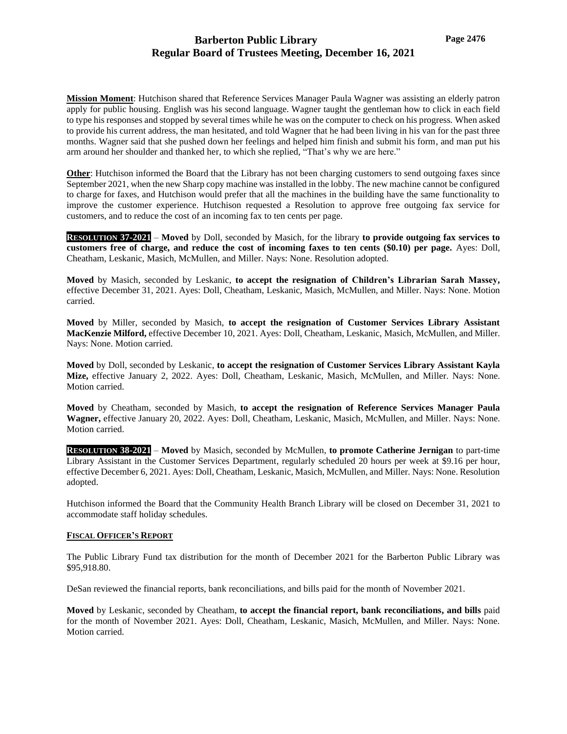**Mission Moment**: Hutchison shared that Reference Services Manager Paula Wagner was assisting an elderly patron apply for public housing. English was his second language. Wagner taught the gentleman how to click in each field to type his responses and stopped by several times while he was on the computer to check on his progress. When asked to provide his current address, the man hesitated, and told Wagner that he had been living in his van for the past three months. Wagner said that she pushed down her feelings and helped him finish and submit his form, and man put his arm around her shoulder and thanked her, to which she replied, "That's why we are here."

**Other**: Hutchison informed the Board that the Library has not been charging customers to send outgoing faxes since September 2021, when the new Sharp copy machine was installed in the lobby. The new machine cannot be configured to charge for faxes, and Hutchison would prefer that all the machines in the building have the same functionality to improve the customer experience. Hutchison requested a Resolution to approve free outgoing fax service for customers, and to reduce the cost of an incoming fax to ten cents per page.

**RESOLUTION 37-2021** – **Moved** by Doll, seconded by Masich, for the library **to provide outgoing fax services to customers free of charge, and reduce the cost of incoming faxes to ten cents ($0.10) per page.** Ayes: Doll, Cheatham, Leskanic, Masich, McMullen, and Miller. Nays: None. Resolution adopted.

**Moved** by Masich, seconded by Leskanic, **to accept the resignation of Children's Librarian Sarah Massey,** effective December 31, 2021. Ayes: Doll, Cheatham, Leskanic, Masich, McMullen, and Miller. Nays: None. Motion carried.

**Moved** by Miller, seconded by Masich, **to accept the resignation of Customer Services Library Assistant MacKenzie Milford,** effective December 10, 2021. Ayes: Doll, Cheatham, Leskanic, Masich, McMullen, and Miller. Nays: None. Motion carried.

**Moved** by Doll, seconded by Leskanic, **to accept the resignation of Customer Services Library Assistant Kayla Mize,** effective January 2, 2022. Ayes: Doll, Cheatham, Leskanic, Masich, McMullen, and Miller. Nays: None. Motion carried.

**Moved** by Cheatham, seconded by Masich, **to accept the resignation of Reference Services Manager Paula Wagner,** effective January 20, 2022. Ayes: Doll, Cheatham, Leskanic, Masich, McMullen, and Miller. Nays: None. Motion carried.

**RESOLUTION 38-2021** – **Moved** by Masich, seconded by McMullen, **to promote Catherine Jernigan** to part-time Library Assistant in the Customer Services Department, regularly scheduled 20 hours per week at $9.16 per hour, effective December 6, 2021. Ayes: Doll, Cheatham, Leskanic, Masich, McMullen, and Miller. Nays: None. Resolution adopted.

Hutchison informed the Board that the Community Health Branch Library will be closed on December 31, 2021 to accommodate staff holiday schedules.

## FISCAL OFFICER'S REPORT

The Public Library Fund tax distribution for the month of December 2021 for the Barberton Public Library was $95,918.80.

DeSan reviewed the financial reports, bank reconciliations, and bills paid for the month of November 2021.

**Moved** by Leskanic, seconded by Cheatham, **to accept the financial report, bank reconciliations, and bills** paid for the month of November 2021. Ayes: Doll, Cheatham, Leskanic, Masich, McMullen, and Miller. Nays: None. Motion carried.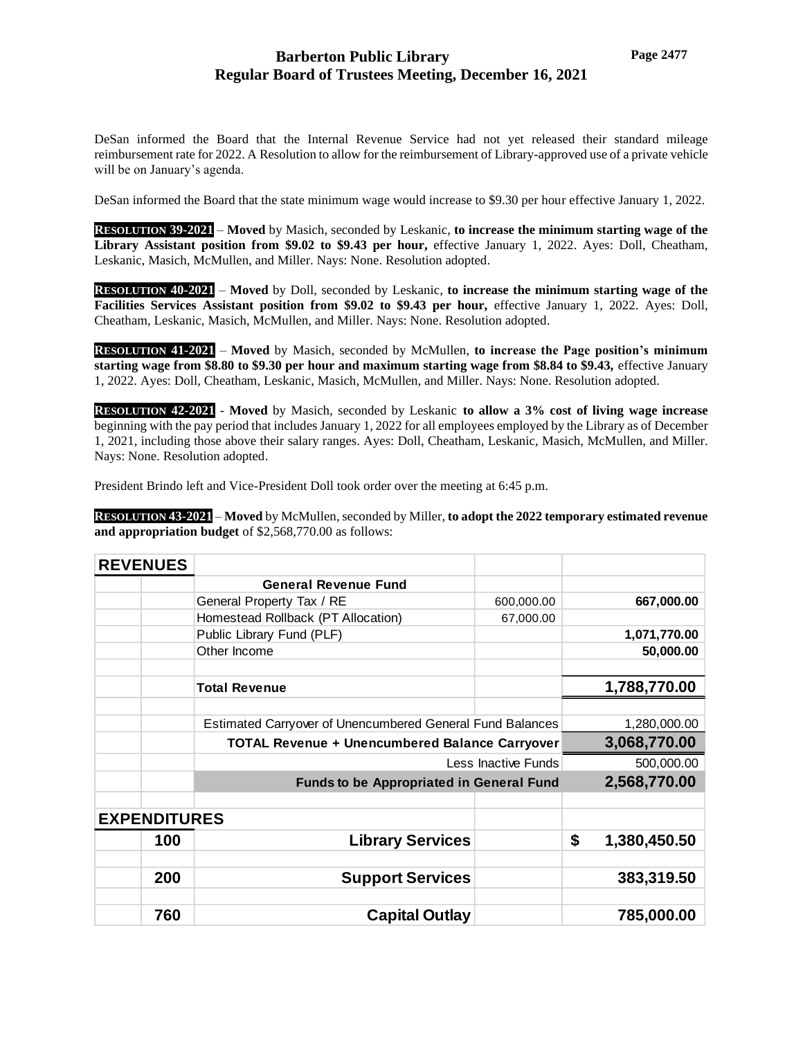DeSan informed the Board that the Internal Revenue Service had not yet released their standard mileage reimbursement rate for 2022. A Resolution to allow for the reimbursement of Library-approved use of a private vehicle will be on January's agenda.

DeSan informed the Board that the state minimum wage would increase to $9.30 per hour effective January 1, 2022.

**RESOLUTION 39-2021** – **Moved** by Masich, seconded by Leskanic, **to increase the minimum starting wage of the Library Assistant position from $9.02 to $9.43 per hour,** effective January 1, 2022. Ayes: Doll, Cheatham, Leskanic, Masich, McMullen, and Miller. Nays: None. Resolution adopted.

**RESOLUTION 40-2021** – **Moved** by Doll, seconded by Leskanic, **to increase the minimum starting wage of the Facilities Services Assistant position from $9.02 to $9.43 per hour,** effective January 1, 2022. Ayes: Doll, Cheatham, Leskanic, Masich, McMullen, and Miller. Nays: None. Resolution adopted.

**RESOLUTION 41-2021** – **Moved** by Masich, seconded by McMullen, **to increase the Page position's minimum starting wage from $8.80 to $9.30 per hour and maximum starting wage from $8.84 to $9.43,** effective January 1, 2022. Ayes: Doll, Cheatham, Leskanic, Masich, McMullen, and Miller. Nays: None. Resolution adopted.

**RESOLUTION 42-2021** - **Moved** by Masich, seconded by Leskanic **to allow a 3% cost of living wage increase** beginning with the pay period that includes January 1, 2022 for all employees employed by the Library as of December 1, 2021, including those above their salary ranges. Ayes: Doll, Cheatham, Leskanic, Masich, McMullen, and Miller. Nays: None. Resolution adopted.

President Brindo left and Vice-President Doll took order over the meeting at 6:45 p.m.

**RESOLUTION 43-2021** – **Moved** by McMullen, seconded by Miller, **to adopt the 2022 temporary estimated revenue and appropriation budget** of $2,568,770.00 as follows:

| **REVENUES** | | | | |
|---|---|---|---|---|
| | | **General Revenue Fund** | | |
| | | General Property Tax / RE | 600,000.00 | **667,000.00** |
| | | Homestead Rollback (PT Allocation) | 67,000.00 | |
| | | Public Library Fund (PLF) | | **1,071,770.00** |
| | | Other Income | | **50,000.00** |
| | | | | |
| | | **Total Revenue** | | **1,788,770.00** |
| | | | | |
| | | Estimated Carryover of Unencumbered General Fund Balances | | 1,280,000.00 |
| | | **TOTAL Revenue + Unencumbered Balance Carryover** | | **3,068,770.00** |
| | | Less Inactive Funds | | 500,000.00 |
| | | **Funds to be Appropriated in General Fund** | | **2,568,770.00** |
| | | | | |
| **EXPENDITURES** | | | | |
| | **100** | **Library Services** | | **$ 1,380,450.50** |
| | | | | |
| | **200** | **Support Services** | | **383,319.50** |
| | | | | |
| | **760** | **Capital Outlay** | | **785,000.00** |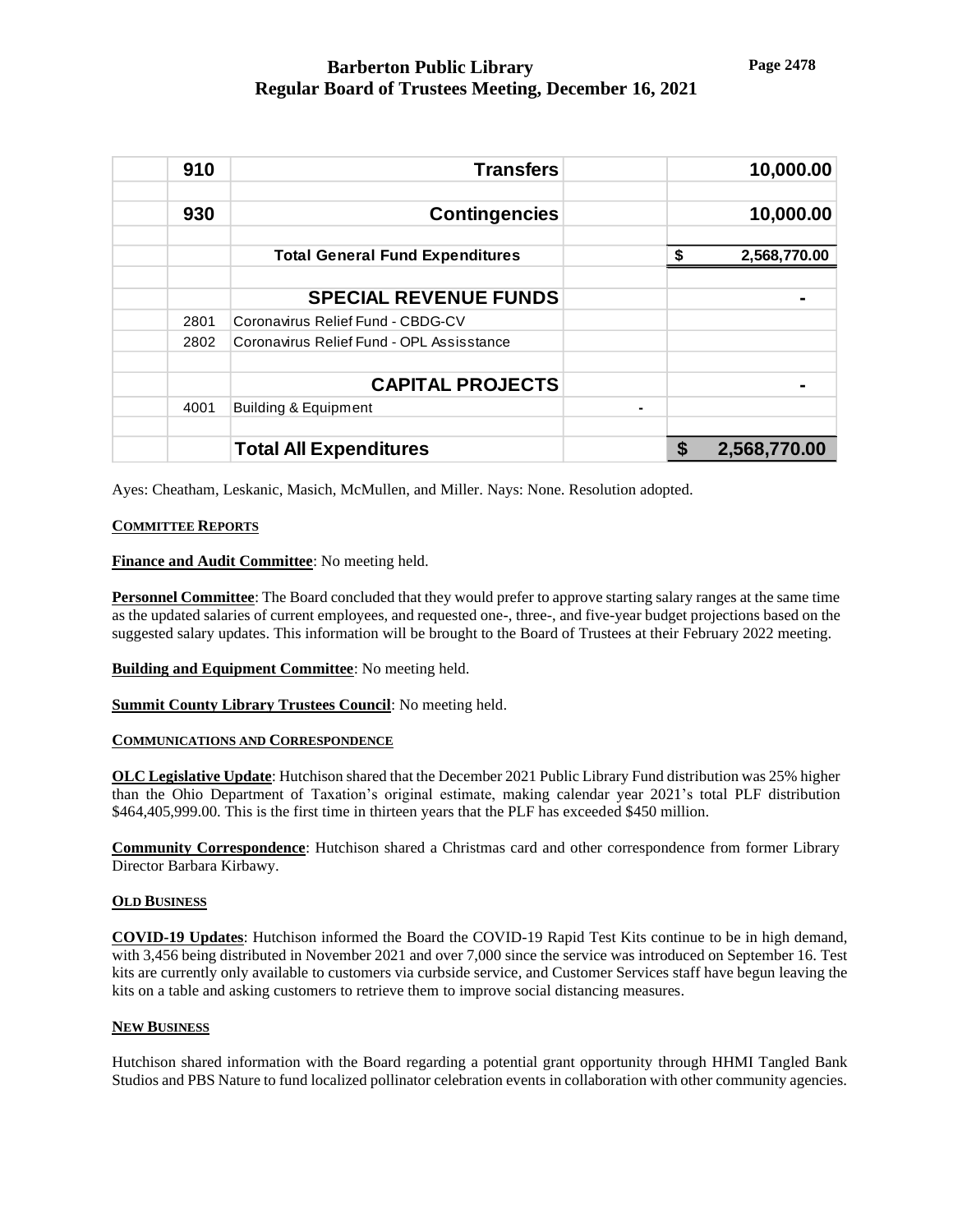| | | | |
|---|---|---|---|
| 910 | **Transfers** | | **10,000.00** |
| | | | |
| 930 | **Contingencies** | | **10,000.00** |
| | | | |
| | **Total General Fund Expenditures** | | **$ 2,568,770.00** |
| | | | |
| | **SPECIAL REVENUE FUNDS** | | **-** |
| 2801 | Coronavirus Relief Fund - CBDG-CV | | |
| 2802 | Coronavirus Relief Fund - OPL Assisstance | | |
| | | | |
| | **CAPITAL PROJECTS** | | **-** |
| 4001 | Building & Equipment | - | |
| | | | |
| | **Total All Expenditures** | | **$ 2,568,770.00** |

Ayes: Cheatham, Leskanic, Masich, McMullen, and Miller. Nays: None. Resolution adopted.

**COMMITTEE REPORTS**

**Finance and Audit Committee**: No meeting held.

**Personnel Committee**: The Board concluded that they would prefer to approve starting salary ranges at the same time as the updated salaries of current employees, and requested one-, three-, and five-year budget projections based on the suggested salary updates. This information will be brought to the Board of Trustees at their February 2022 meeting.

**Building and Equipment Committee**: No meeting held.

**Summit County Library Trustees Council**: No meeting held.

**COMMUNICATIONS AND CORRESPONDENCE**

**OLC Legislative Update**: Hutchison shared that the December 2021 Public Library Fund distribution was 25% higher than the Ohio Department of Taxation's original estimate, making calendar year 2021's total PLF distribution $464,405,999.00. This is the first time in thirteen years that the PLF has exceeded $450 million.

**Community Correspondence**: Hutchison shared a Christmas card and other correspondence from former Library Director Barbara Kirbawy.

**OLD BUSINESS**

**COVID-19 Updates**: Hutchison informed the Board the COVID-19 Rapid Test Kits continue to be in high demand, with 3,456 being distributed in November 2021 and over 7,000 since the service was introduced on September 16. Test kits are currently only available to customers via curbside service, and Customer Services staff have begun leaving the kits on a table and asking customers to retrieve them to improve social distancing measures.

**NEW BUSINESS**

Hutchison shared information with the Board regarding a potential grant opportunity through HHMI Tangled Bank Studios and PBS Nature to fund localized pollinator celebration events in collaboration with other community agencies.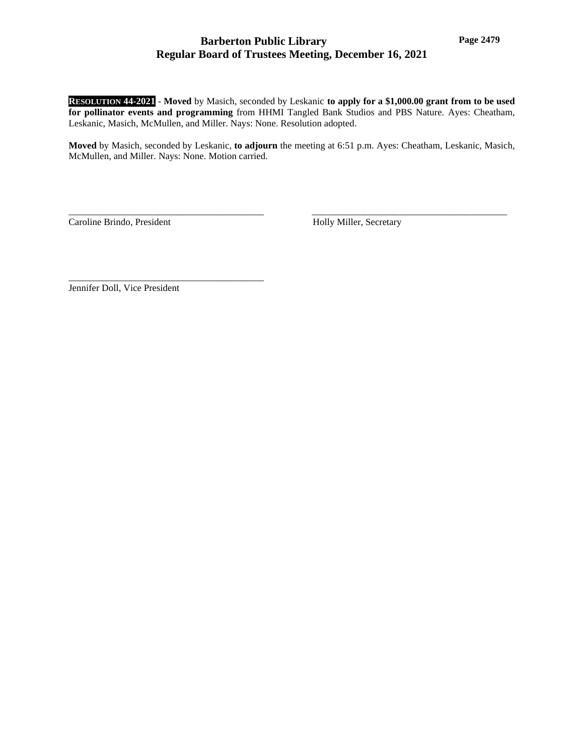**RESOLUTION 44-2021** - **Moved** by Masich, seconded by Leskanic **to apply for a $1,000.00 grant from to be used for pollinator events and programming** from HHMI Tangled Bank Studios and PBS Nature. Ayes: Cheatham, Leskanic, Masich, McMullen, and Miller. Nays: None. Resolution adopted.

**Moved** by Masich, seconded by Leskanic, **to adjourn** the meeting at 6:51 p.m. Ayes: Cheatham, Leskanic, Masich, McMullen, and Miller. Nays: None. Motion carried.

\_\_\_\_\_\_\_\_\_\_\_\_\_\_\_\_\_\_\_\_\_\_\_\_\_\_\_\_\_\_\_\_\_\_\_\_\_\_\_\_
Caroline Brindo, President

\_\_\_\_\_\_\_\_\_\_\_\_\_\_\_\_\_\_\_\_\_\_\_\_\_\_\_\_\_\_\_\_\_\_\_\_\_\_\_\_
Holly Miller, Secretary

\_\_\_\_\_\_\_\_\_\_\_\_\_\_\_\_\_\_\_\_\_\_\_\_\_\_\_\_\_\_\_\_\_\_\_\_\_\_\_\_
Jennifer Doll, Vice President